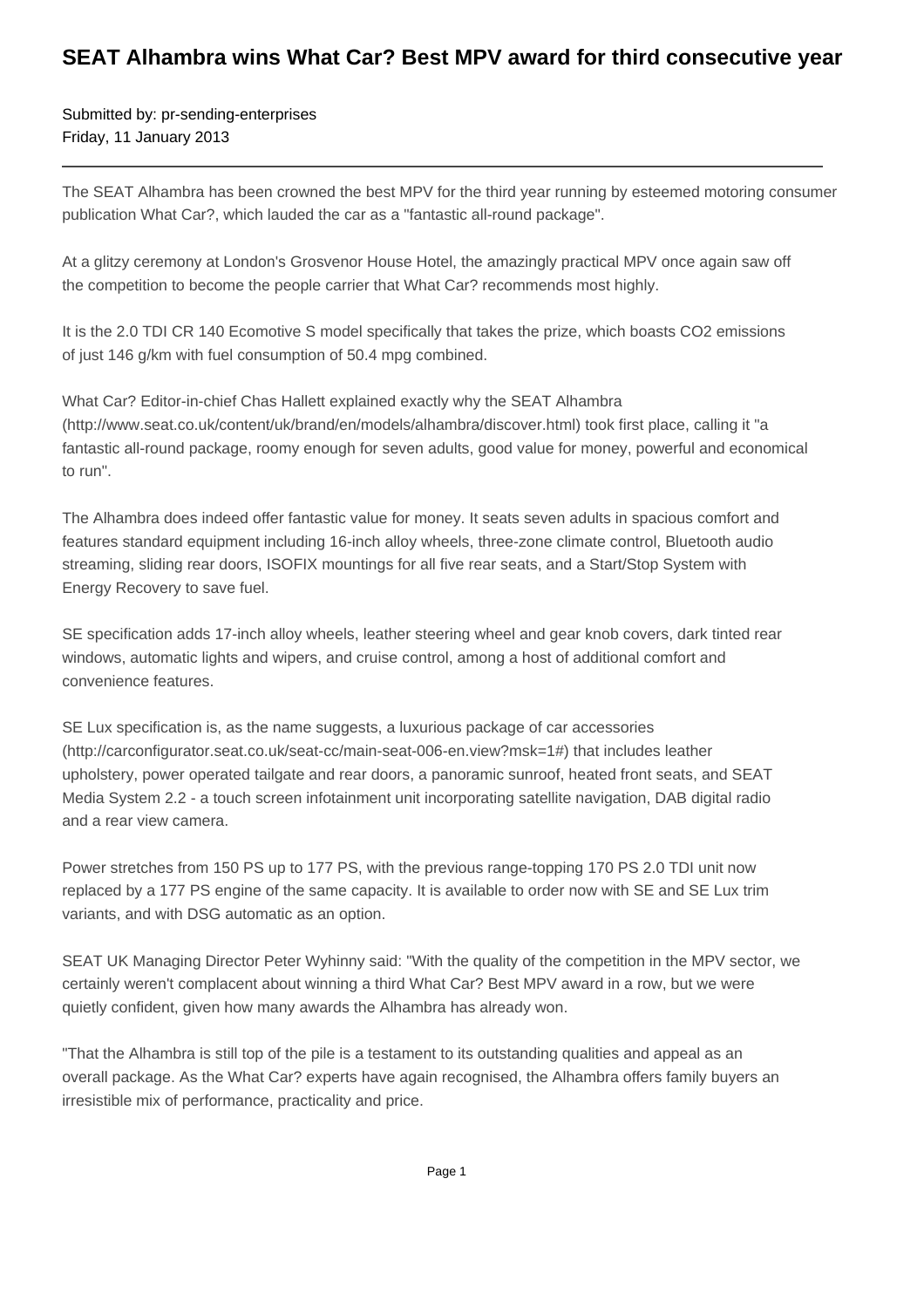# SEAT Alhambra wins What Car? Best MPV award for third consecutive year

Submitted by: pr-sending-enterprises
Friday, 11 January 2013

---

The SEAT Alhambra has been crowned the best MPV for the third year running by esteemed motoring consumer publication What Car?, which lauded the car as a "fantastic all-round package".

At a glitzy ceremony at London's Grosvenor House Hotel, the amazingly practical MPV once again saw off the competition to become the people carrier that What Car? recommends most highly.

It is the 2.0 TDI CR 140 Ecomotive S model specifically that takes the prize, which boasts $CO_2$ emissions of just 146 g/km with fuel consumption of 50.4 mpg combined.

What Car? Editor-in-chief Chas Hallett explained exactly why the SEAT Alhambra (http://www.seat.co.uk/content/uk/brand/en/models/alhambra/discover.html) took first place, calling it "a fantastic all-round package, roomy enough for seven adults, good value for money, powerful and economical to run".

The Alhambra does indeed offer fantastic value for money. It seats seven adults in spacious comfort and features standard equipment including 16-inch alloy wheels, three-zone climate control, Bluetooth audio streaming, sliding rear doors, ISOFIX mountings for all five rear seats, and a Start/Stop System with Energy Recovery to save fuel.

SE specification adds 17-inch alloy wheels, leather steering wheel and gear knob covers, dark tinted rear windows, automatic lights and wipers, and cruise control, among a host of additional comfort and convenience features.

SE Lux specification is, as the name suggests, a luxurious package of car accessories (http://carconfigurator.seat.co.uk/seat-cc/main-seat-006-en.view?msk=1#) that includes leather upholstery, power operated tailgate and rear doors, a panoramic sunroof, heated front seats, and SEAT Media System 2.2 - a touch screen infotainment unit incorporating satellite navigation, DAB digital radio and a rear view camera.

Power stretches from 150 PS up to 177 PS, with the previous range-topping 170 PS 2.0 TDI unit now replaced by a 177 PS engine of the same capacity. It is available to order now with SE and SE Lux trim variants, and with DSG automatic as an option.

SEAT UK Managing Director Peter Wyhinny said: "With the quality of the competition in the MPV sector, we certainly weren't complacent about winning a third What Car? Best MPV award in a row, but we were quietly confident, given how many awards the Alhambra has already won.

"That the Alhambra is still top of the pile is a testament to its outstanding qualities and appeal as an overall package. As the What Car? experts have again recognised, the Alhambra offers family buyers an irresistible mix of performance, practicality and price.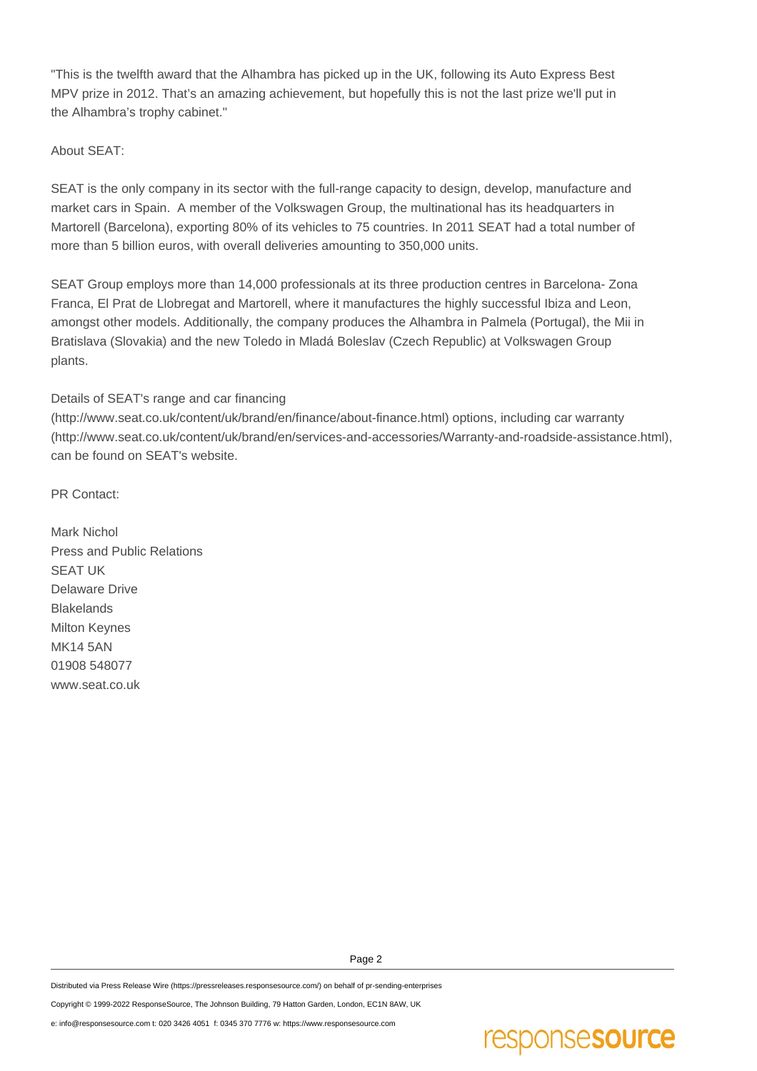"This is the twelfth award that the Alhambra has picked up in the UK, following its Auto Express Best MPV prize in 2012. That's an amazing achievement, but hopefully this is not the last prize we'll put in the Alhambra's trophy cabinet."

About SEAT:

SEAT is the only company in its sector with the full-range capacity to design, develop, manufacture and market cars in Spain. A member of the Volkswagen Group, the multinational has its headquarters in Martorell (Barcelona), exporting 80% of its vehicles to 75 countries. In 2011 SEAT had a total number of more than 5 billion euros, with overall deliveries amounting to 350,000 units.

SEAT Group employs more than 14,000 professionals at its three production centres in Barcelona- Zona Franca, El Prat de Llobregat and Martorell, where it manufactures the highly successful Ibiza and Leon, amongst other models. Additionally, the company produces the Alhambra in Palmela (Portugal), the Mii in Bratislava (Slovakia) and the new Toledo in Mladá Boleslav (Czech Republic) at Volkswagen Group plants.

Details of SEAT's range and car financing (http://www.seat.co.uk/content/uk/brand/en/finance/about-finance.html) options, including car warranty (http://www.seat.co.uk/content/uk/brand/en/services-and-accessories/Warranty-and-roadside-assistance.html), can be found on SEAT's website.

PR Contact:

Mark Nichol  
Press and Public Relations  
SEAT UK  
Delaware Drive  
Blakelands  
Milton Keynes  
MK14 5AN  
01908 548077  
www.seat.co.uk